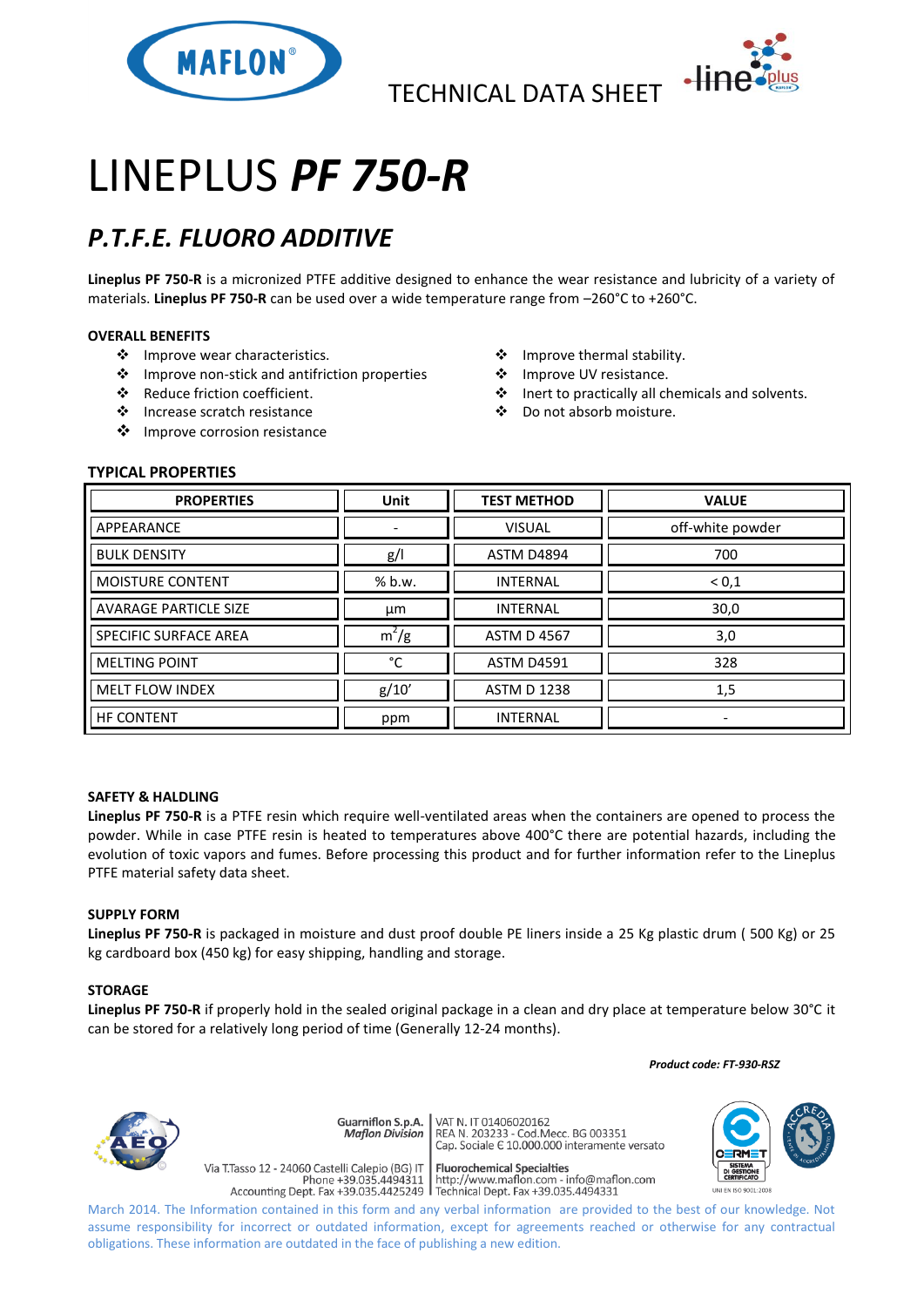TECHNICAL DATA SHEET

# LINEPLUS ***PF 750-R***

## *P.T.F.E. FLUORO ADDITIVE*

**Lineplus PF 750-R** is a micronized PTFE additive designed to enhance the wear resistance and lubricity of a variety of materials. **Lineplus PF 750-R** can be used over a wide temperature range from –260°C to +260°C.

### OVERALL BENEFITS

- Improve wear characteristics.
- Improve non-stick and antifriction properties
- Reduce friction coefficient.
- Increase scratch resistance
- Improve corrosion resistance
- Improve thermal stability.
- Improve UV resistance.
- Inert to practically all chemicals and solvents.
- Do not absorb moisture.

### TYPICAL PROPERTIES

| PROPERTIES | Unit | TEST METHOD | VALUE |
|---|---|---|---|
| APPEARANCE | - | VISUAL | off-white powder |
| BULK DENSITY | g/l | ASTM D4894 | 700 |
| MOISTURE CONTENT | % b.w. | INTERNAL | < 0,1 |
| AVARAGE PARTICLE SIZE | µm | INTERNAL | 30,0 |
| SPECIFIC SURFACE AREA | $m^2/g$ | ASTM D 4567 | 3,0 |
| MELTING POINT | °C | ASTM D4591 | 328 |
| MELT FLOW INDEX | g/10' | ASTM D 1238 | 1,5 |
| HF CONTENT | ppm | INTERNAL | - |

### SAFETY & HALDLING

**Lineplus PF 750-R** is a PTFE resin which require well-ventilated areas when the containers are opened to process the powder. While in case PTFE resin is heated to temperatures above 400°C there are potential hazards, including the evolution of toxic vapors and fumes. Before processing this product and for further information refer to the Lineplus PTFE material safety data sheet.

### SUPPLY FORM

**Lineplus PF 750-R** is packaged in moisture and dust proof double PE liners inside a 25 Kg plastic drum ( 500 Kg) or 25 kg cardboard box (450 kg) for easy shipping, handling and storage.

### STORAGE

**Lineplus PF 750-R** if properly hold in the sealed original package in a clean and dry place at temperature below 30°C it can be stored for a relatively long period of time (Generally 12-24 months).

***Product code: FT-930-RSZ***

Guarniflon S.p.A. *Maflon Division*
Via T.Tasso 12 - 24060 Castelli Calepio (BG) IT
Phone +39.035.4494311
Accounting Dept. Fax +39.035.4425249

VAT N. IT 01406020162
REA N. 203233 - Cod.Mecc. BG 003351
Cap. Sociale € 10.000.000 interamente versato
**Fluorochemical Specialties**
http://www.maflon.com - info@maflon.com
Technical Dept. Fax +39.035.4494331

March 2014. The Information contained in this form and any verbal information are provided to the best of our knowledge. Not assume responsibility for incorrect or outdated information, except for agreements reached or otherwise for any contractual obligations. These information are outdated in the face of publishing a new edition.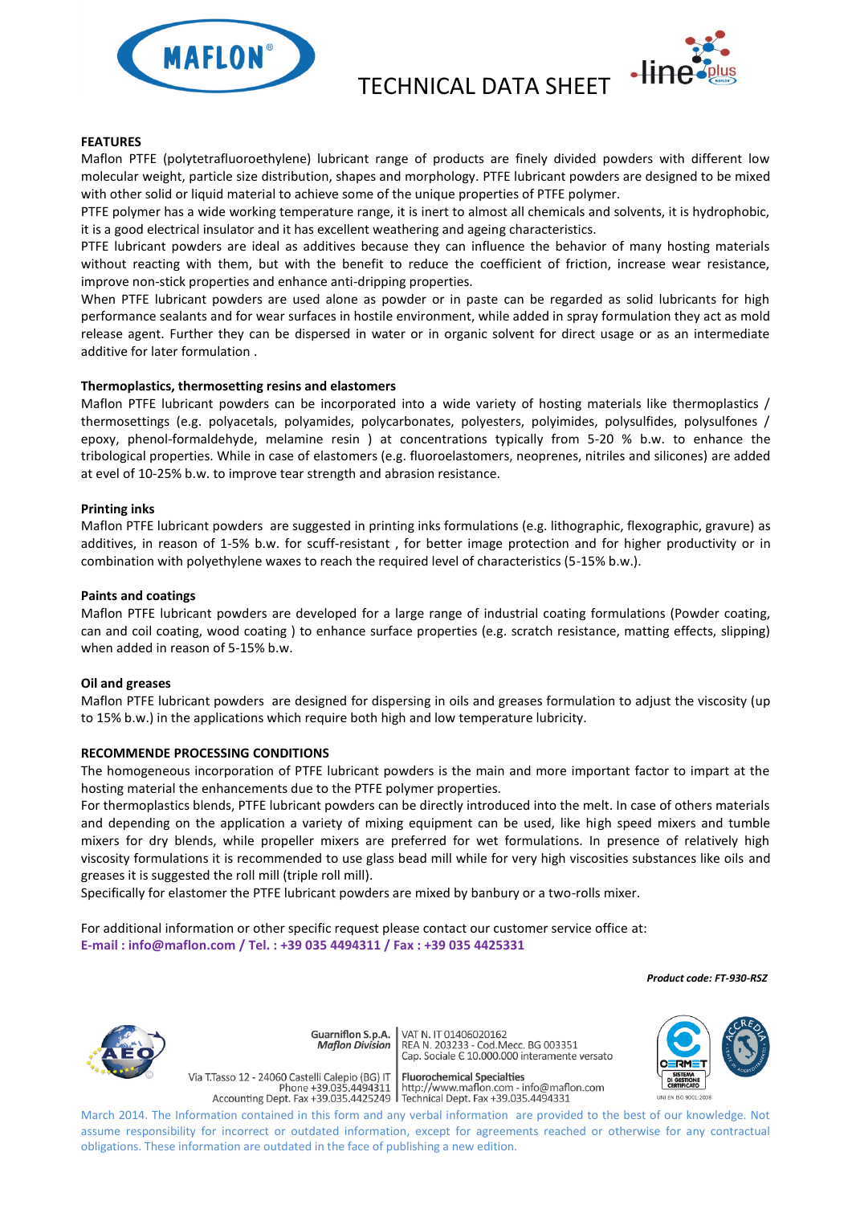TECHNICAL DATA SHEET

**FEATURES**

Maflon PTFE (polytetrafluoroethylene) lubricant range of products are finely divided powders with different low molecular weight, particle size distribution, shapes and morphology. PTFE lubricant powders are designed to be mixed with other solid or liquid material to achieve some of the unique properties of PTFE polymer.

PTFE polymer has a wide working temperature range, it is inert to almost all chemicals and solvents, it is hydrophobic, it is a good electrical insulator and it has excellent weathering and ageing characteristics.

PTFE lubricant powders are ideal as additives because they can influence the behavior of many hosting materials without reacting with them, but with the benefit to reduce the coefficient of friction, increase wear resistance, improve non-stick properties and enhance anti-dripping properties.

When PTFE lubricant powders are used alone as powder or in paste can be regarded as solid lubricants for high performance sealants and for wear surfaces in hostile environment, while added in spray formulation they act as mold release agent. Further they can be dispersed in water or in organic solvent for direct usage or as an intermediate additive for later formulation .

**Thermoplastics, thermosetting resins and elastomers**

Maflon PTFE lubricant powders can be incorporated into a wide variety of hosting materials like thermoplastics / thermosettings (e.g. polyacetals, polyamides, polycarbonates, polyesters, polyimides, polysulfides, polysulfones / epoxy, phenol-formaldehyde, melamine resin ) at concentrations typically from 5-20 % b.w. to enhance the tribological properties. While in case of elastomers (e.g. fluoroelastomers, neoprenes, nitriles and silicones) are added at evel of 10-25% b.w. to improve tear strength and abrasion resistance.

**Printing inks**

Maflon PTFE lubricant powders are suggested in printing inks formulations (e.g. lithographic, flexographic, gravure) as additives, in reason of 1-5% b.w. for scuff-resistant , for better image protection and for higher productivity or in combination with polyethylene waxes to reach the required level of characteristics (5-15% b.w.).

**Paints and coatings**

Maflon PTFE lubricant powders are developed for a large range of industrial coating formulations (Powder coating, can and coil coating, wood coating ) to enhance surface properties (e.g. scratch resistance, matting effects, slipping) when added in reason of 5-15% b.w.

**Oil and greases**

Maflon PTFE lubricant powders are designed for dispersing in oils and greases formulation to adjust the viscosity (up to 15% b.w.) in the applications which require both high and low temperature lubricity.

**RECOMMENDE PROCESSING CONDITIONS**

The homogeneous incorporation of PTFE lubricant powders is the main and more important factor to impart at the hosting material the enhancements due to the PTFE polymer properties.

For thermoplastics blends, PTFE lubricant powders can be directly introduced into the melt. In case of others materials and depending on the application a variety of mixing equipment can be used, like high speed mixers and tumble mixers for dry blends, while propeller mixers are preferred for wet formulations. In presence of relatively high viscosity formulations it is recommended to use glass bead mill while for very high viscosities substances like oils and greases it is suggested the roll mill (triple roll mill).

Specifically for elastomer the PTFE lubricant powders are mixed by banbury or a two-rolls mixer.

For additional information or other specific request please contact our customer service office at:
**E-mail : info@maflon.com / Tel. : +39 035 4494311 / Fax : +39 035 4425331**

***Product code: FT-930-RSZ***

**Guarniflon S.p.A.** *Maflon Division*
Via T.Tasso 12 - 24060 Castelli Calepio (BG) IT
Phone +39.035.4494311
Accounting Dept. Fax +39.035.4425249

VAT N. IT 01406020162
REA N. 203233 - Cod.Mecc. BG 003351
Cap. Sociale € 10.000.000 interamente versato
**Fluorochemical Specialties**
http://www.maflon.com - info@maflon.com
Technical Dept. Fax +39.035.4494331

UNI EN ISO 9001:2008

March 2014. The Information contained in this form and any verbal information are provided to the best of our knowledge. Not assume responsibility for incorrect or outdated information, except for agreements reached or otherwise for any contractual obligations. These information are outdated in the face of publishing a new edition.